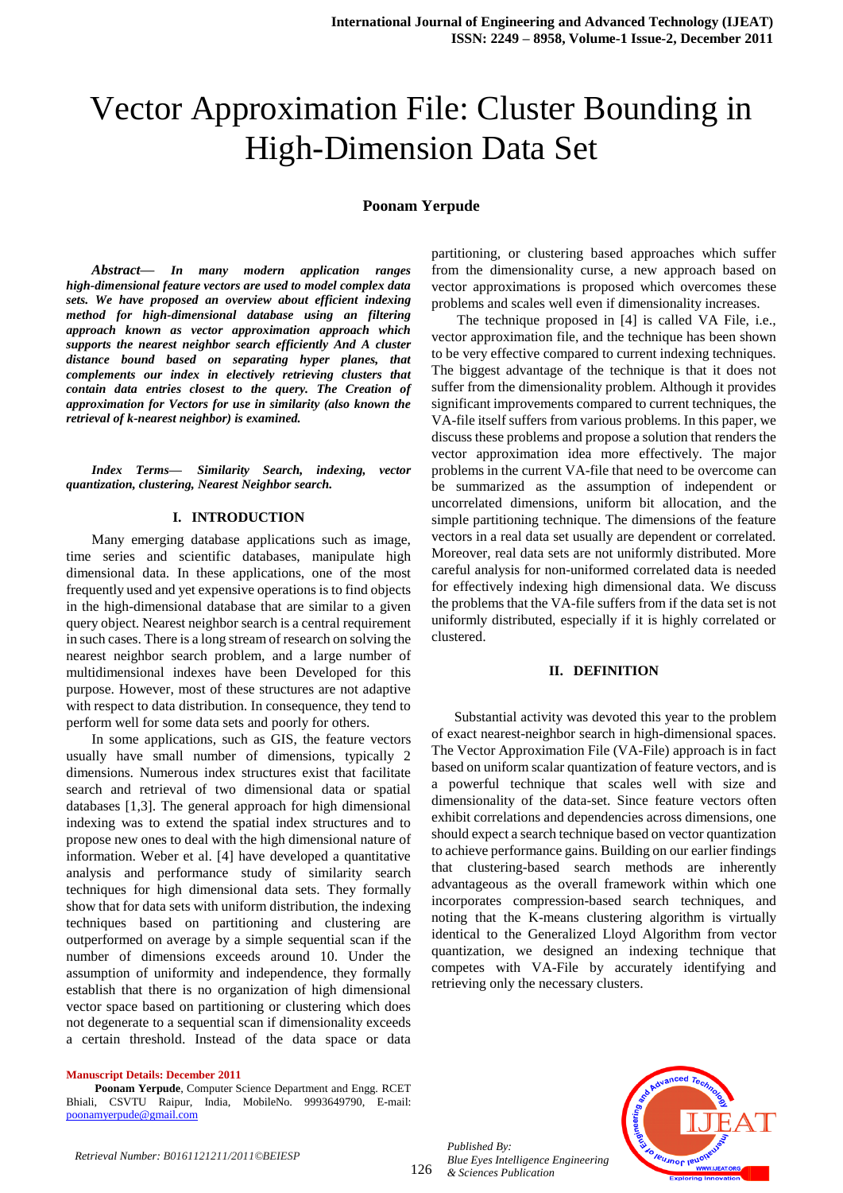# Vector Approximation File: Cluster Bounding in High-Dimension Data Set

**Poonam Yerpude**

***Abstract***— ***In many modern application ranges high-dimensional feature vectors are used to model complex data sets. We have proposed an overview about efficient indexing method for high-dimensional database using an filtering approach known as vector approximation approach which supports the nearest neighbor search efficiently And A cluster distance bound based on separating hyper planes, that complements our index in electively retrieving clusters that contain data entries closest to the query. The Creation of approximation for Vectors for use in similarity (also known the retrieval of k-nearest neighbor) is examined.***

***Index Terms***— ***Similarity Search, indexing, vector quantization, clustering, Nearest Neighbor search.***

## I. INTRODUCTION

Many emerging database applications such as image, time series and scientific databases, manipulate high dimensional data. In these applications, one of the most frequently used and yet expensive operations is to find objects in the high-dimensional database that are similar to a given query object. Nearest neighbor search is a central requirement in such cases. There is a long stream of research on solving the nearest neighbor search problem, and a large number of multidimensional indexes have been Developed for this purpose. However, most of these structures are not adaptive with respect to data distribution. In consequence, they tend to perform well for some data sets and poorly for others.

In some applications, such as GIS, the feature vectors usually have small number of dimensions, typically 2 dimensions. Numerous index structures exist that facilitate search and retrieval of two dimensional data or spatial databases [1,3]. The general approach for high dimensional indexing was to extend the spatial index structures and to propose new ones to deal with the high dimensional nature of information. Weber et al. [4] have developed a quantitative analysis and performance study of similarity search techniques for high dimensional data sets. They formally show that for data sets with uniform distribution, the indexing techniques based on partitioning and clustering are outperformed on average by a simple sequential scan if the number of dimensions exceeds around 10. Under the assumption of uniformity and independence, they formally establish that there is no organization of high dimensional vector space based on partitioning or clustering which does not degenerate to a sequential scan if dimensionality exceeds a certain threshold. Instead of the data space or data partitioning, or clustering based approaches which suffer from the dimensionality curse, a new approach based on vector approximations is proposed which overcomes these problems and scales well even if dimensionality increases.

The technique proposed in [4] is called VA File, i.e., vector approximation file, and the technique has been shown to be very effective compared to current indexing techniques. The biggest advantage of the technique is that it does not suffer from the dimensionality problem. Although it provides significant improvements compared to current techniques, the VA-file itself suffers from various problems. In this paper, we discuss these problems and propose a solution that renders the vector approximation idea more effectively. The major problems in the current VA-file that need to be overcome can be summarized as the assumption of independent or uncorrelated dimensions, uniform bit allocation, and the simple partitioning technique. The dimensions of the feature vectors in a real data set usually are dependent or correlated. Moreover, real data sets are not uniformly distributed. More careful analysis for non-uniformed correlated data is needed for effectively indexing high dimensional data. We discuss the problems that the VA-file suffers from if the data set is not uniformly distributed, especially if it is highly correlated or clustered.

## II. DEFINITION

Substantial activity was devoted this year to the problem of exact nearest-neighbor search in high-dimensional spaces. The Vector Approximation File (VA-File) approach is in fact based on uniform scalar quantization of feature vectors, and is a powerful technique that scales well with size and dimensionality of the data-set. Since feature vectors often exhibit correlations and dependencies across dimensions, one should expect a search technique based on vector quantization to achieve performance gains. Building on our earlier findings that clustering-based search methods are inherently advantageous as the overall framework within which one incorporates compression-based search techniques, and noting that the K-means clustering algorithm is virtually identical to the Generalized Lloyd Algorithm from vector quantization, we designed an indexing technique that competes with VA-File by accurately identifying and retrieving only the necessary clusters.

**Manuscript Details: December 2011**

**Poonam Yerpude**, Computer Science Department and Engg. RCET Bhiali, CSVTU Raipur, India, MobileNo. 9993649790, E-mail: poonamyerpude@gmail.com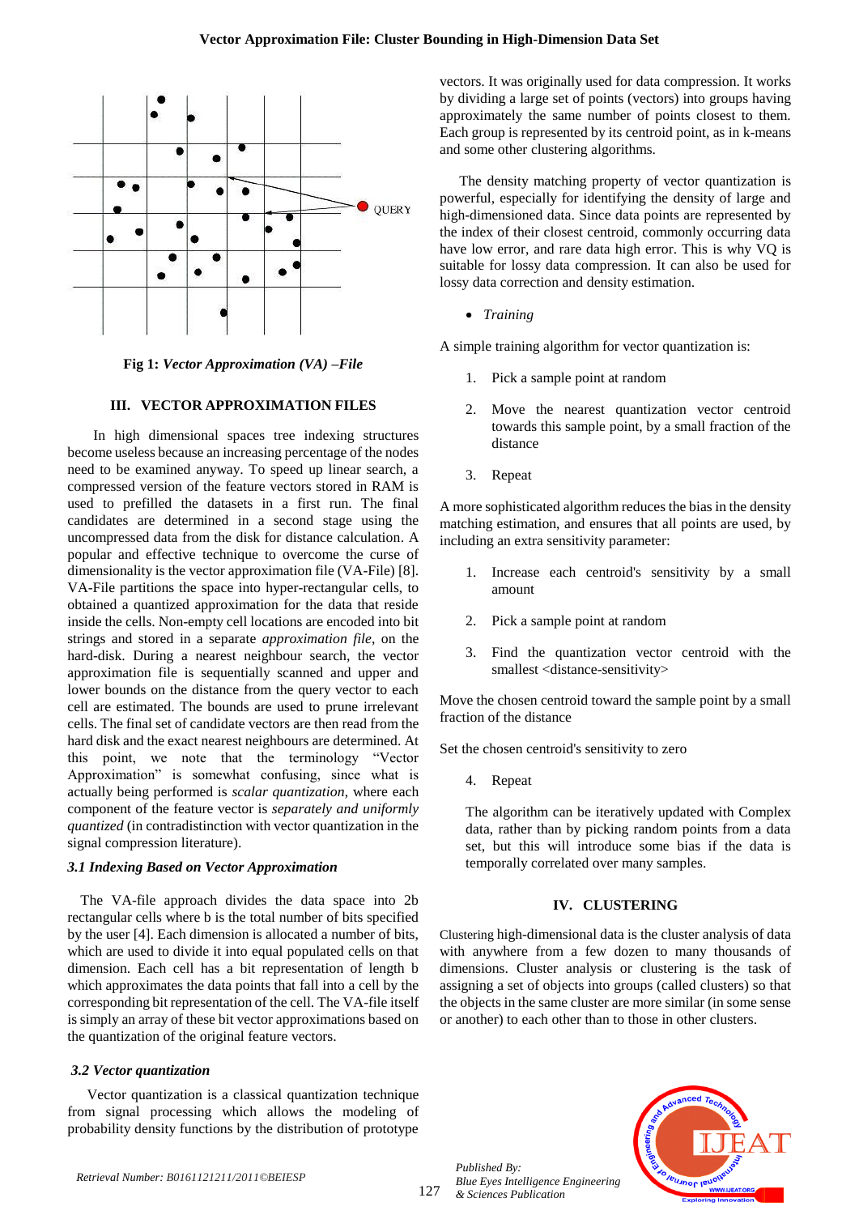QUERY

Fig 1: *Vector Approximation (VA) –File*

## III. VECTOR APPROXIMATION FILES

In high dimensional spaces tree indexing structures become useless because an increasing percentage of the nodes need to be examined anyway. To speed up linear search, a compressed version of the feature vectors stored in RAM is used to prefilled the datasets in a first run. The final candidates are determined in a second stage using the uncompressed data from the disk for distance calculation. A popular and effective technique to overcome the curse of dimensionality is the vector approximation file (VA-File) [8]. VA-File partitions the space into hyper-rectangular cells, to obtained a quantized approximation for the data that reside inside the cells. Non-empty cell locations are encoded into bit strings and stored in a separate *approximation file*, on the hard-disk. During a nearest neighbour search, the vector approximation file is sequentially scanned and upper and lower bounds on the distance from the query vector to each cell are estimated. The bounds are used to prune irrelevant cells. The final set of candidate vectors are then read from the hard disk and the exact nearest neighbours are determined. At this point, we note that the terminology "Vector Approximation" is somewhat confusing, since what is actually being performed is *scalar quantization*, where each component of the feature vector is *separately and uniformly quantized* (in contradistinction with vector quantization in the signal compression literature).

### *3.1 Indexing Based on Vector Approximation*

The VA-file approach divides the data space into 2b rectangular cells where b is the total number of bits specified by the user [4]. Each dimension is allocated a number of bits, which are used to divide it into equal populated cells on that dimension. Each cell has a bit representation of length b which approximates the data points that fall into a cell by the corresponding bit representation of the cell. The VA-file itself is simply an array of these bit vector approximations based on the quantization of the original feature vectors.

### *3.2 Vector quantization*

Vector quantization is a classical quantization technique from signal processing which allows the modeling of probability density functions by the distribution of prototype vectors. It was originally used for data compression. It works by dividing a large set of points (vectors) into groups having approximately the same number of points closest to them. Each group is represented by its centroid point, as in k-means and some other clustering algorithms.

The density matching property of vector quantization is powerful, especially for identifying the density of large and high-dimensioned data. Since data points are represented by the index of their closest centroid, commonly occurring data have low error, and rare data high error. This is why VQ is suitable for lossy data compression. It can also be used for lossy data correction and density estimation.

- *Training*

A simple training algorithm for vector quantization is:

1. Pick a sample point at random
2. Move the nearest quantization vector centroid towards this sample point, by a small fraction of the distance
3. Repeat

A more sophisticated algorithm reduces the bias in the density matching estimation, and ensures that all points are used, by including an extra sensitivity parameter:

1. Increase each centroid's sensitivity by a small amount
2. Pick a sample point at random
3. Find the quantization vector centroid with the smallest <distance-sensitivity>

Move the chosen centroid toward the sample point by a small fraction of the distance

Set the chosen centroid's sensitivity to zero

4. Repeat

The algorithm can be iteratively updated with Complex data, rather than by picking random points from a data set, but this will introduce some bias if the data is temporally correlated over many samples.

## IV. CLUSTERING

Clustering high-dimensional data is the cluster analysis of data with anywhere from a few dozen to many thousands of dimensions. Cluster analysis or clustering is the task of assigning a set of objects into groups (called clusters) so that the objects in the same cluster are more similar (in some sense or another) to each other than to those in other clusters.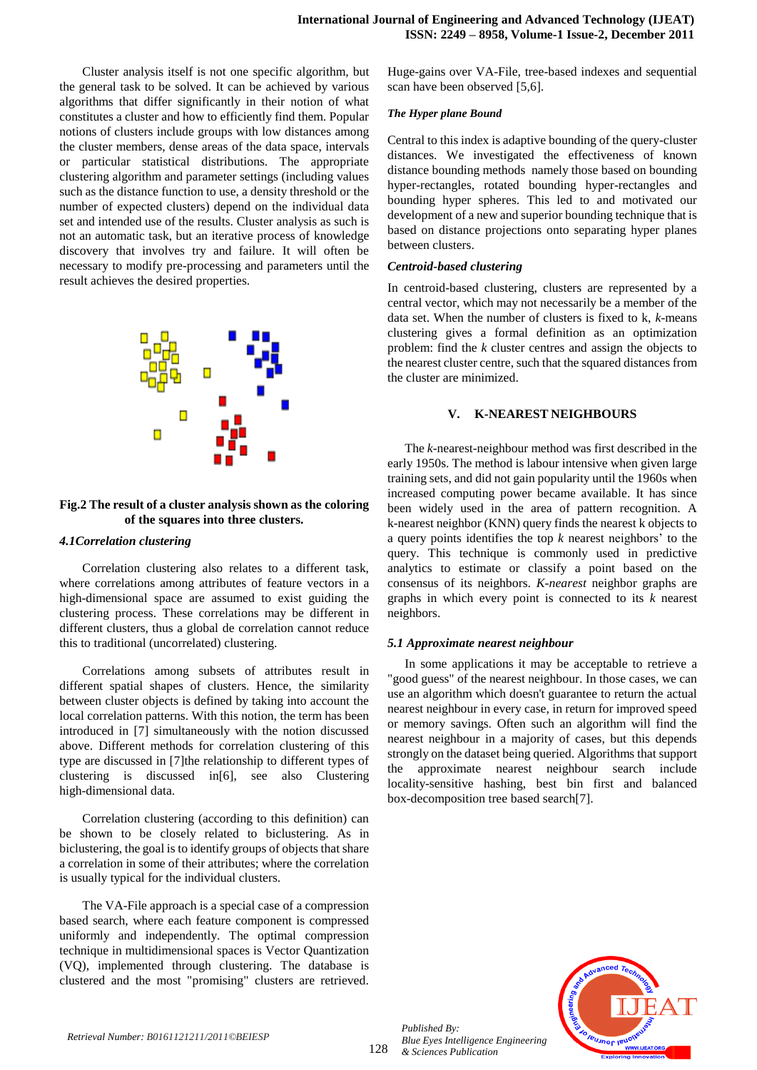Cluster analysis itself is not one specific algorithm, but the general task to be solved. It can be achieved by various algorithms that differ significantly in their notion of what constitutes a cluster and how to efficiently find them. Popular notions of clusters include groups with low distances among the cluster members, dense areas of the data space, intervals or particular statistical distributions. The appropriate clustering algorithm and parameter settings (including values such as the distance function to use, a density threshold or the number of expected clusters) depend on the individual data set and intended use of the results. Cluster analysis as such is not an automatic task, but an iterative process of knowledge discovery that involves try and failure. It will often be necessary to modify pre-processing and parameters until the result achieves the desired properties.

**Fig.2 The result of a cluster analysis shown as the coloring of the squares into three clusters.**

### *4.1Correlation clustering*

Correlation clustering also relates to a different task, where correlations among attributes of feature vectors in a high-dimensional space are assumed to exist guiding the clustering process. These correlations may be different in different clusters, thus a global de correlation cannot reduce this to traditional (uncorrelated) clustering.

Correlations among subsets of attributes result in different spatial shapes of clusters. Hence, the similarity between cluster objects is defined by taking into account the local correlation patterns. With this notion, the term has been introduced in [7] simultaneously with the notion discussed above. Different methods for correlation clustering of this type are discussed in [7]the relationship to different types of clustering is discussed in[6], see also Clustering high-dimensional data.

Correlation clustering (according to this definition) can be shown to be closely related to biclustering. As in biclustering, the goal is to identify groups of objects that share a correlation in some of their attributes; where the correlation is usually typical for the individual clusters.

The VA-File approach is a special case of a compression based search, where each feature component is compressed uniformly and independently. The optimal compression technique in multidimensional spaces is Vector Quantization (VQ), implemented through clustering. The database is clustered and the most "promising" clusters are retrieved. Huge-gains over VA-File, tree-based indexes and sequential scan have been observed [5,6].

***The Hyper plane Bound***

Central to this index is adaptive bounding of the query-cluster distances. We investigated the effectiveness of known distance bounding methods namely those based on bounding hyper-rectangles, rotated bounding hyper-rectangles and bounding hyper spheres. This led to and motivated our development of a new and superior bounding technique that is based on distance projections onto separating hyper planes between clusters.

### *Centroid-based clustering*

In centroid-based clustering, clusters are represented by a central vector, which may not necessarily be a member of the data set. When the number of clusters is fixed to k, *k*-means clustering gives a formal definition as an optimization problem: find the *k* cluster centres and assign the objects to the nearest cluster centre, such that the squared distances from the cluster are minimized.

## V. K-NEAREST NEIGHBOURS

The *k*-nearest-neighbour method was first described in the early 1950s. The method is labour intensive when given large training sets, and did not gain popularity until the 1960s when increased computing power became available. It has since been widely used in the area of pattern recognition. A k-nearest neighbor (KNN) query finds the nearest k objects to a query points identifies the top *k* nearest neighbors' to the query. This technique is commonly used in predictive analytics to estimate or classify a point based on the consensus of its neighbors. *K-nearest* neighbor graphs are graphs in which every point is connected to its *k* nearest neighbors.

### *5.1 Approximate nearest neighbour*

In some applications it may be acceptable to retrieve a "good guess" of the nearest neighbour. In those cases, we can use an algorithm which doesn't guarantee to return the actual nearest neighbour in every case, in return for improved speed or memory savings. Often such an algorithm will find the nearest neighbour in a majority of cases, but this depends strongly on the dataset being queried. Algorithms that support the approximate nearest neighbour search include locality-sensitive hashing, best bin first and balanced box-decomposition tree based search[7].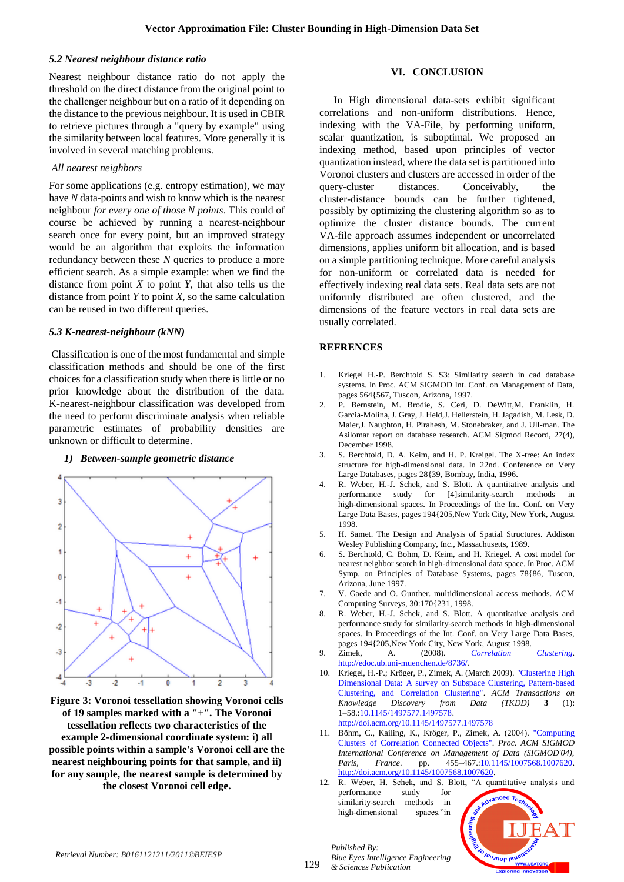### 5.2 Nearest neighbour distance ratio

Nearest neighbour distance ratio do not apply the threshold on the direct distance from the original point to the challenger neighbour but on a ratio of it depending on the distance to the previous neighbour. It is used in CBIR to retrieve pictures through a "query by example" using the similarity between local features. More generally it is involved in several matching problems.

*All nearest neighbors*

For some applications (e.g. entropy estimation), we may have *N* data-points and wish to know which is the nearest neighbour *for every one of those N points*. This could of course be achieved by running a nearest-neighbour search once for every point, but an improved strategy would be an algorithm that exploits the information redundancy between these *N* queries to produce a more efficient search. As a simple example: when we find the distance from point *X* to point *Y*, that also tells us the distance from point *Y* to point *X*, so the same calculation can be reused in two different queries.

### 5.3 K-nearest-neighbour (kNN)

Classification is one of the most fundamental and simple classification methods and should be one of the first choices for a classification study when there is little or no prior knowledge about the distribution of the data. K-nearest-neighbour classification was developed from the need to perform discriminate analysis when reliable parametric estimates of probability densities are unknown or difficult to determine.

#### 1) Between-sample geometric distance

**Figure 3: Voronoi tessellation showing Voronoi cells of 19 samples marked with a "+". The Voronoi tessellation reflects two characteristics of the example 2-dimensional coordinate system: i) all possible points within a sample's Voronoi cell are the nearest neighbouring points for that sample, and ii) for any sample, the nearest sample is determined by the closest Voronoi cell edge.**

## VI. CONCLUSION

In High dimensional data-sets exhibit significant correlations and non-uniform distributions. Hence, indexing with the VA-File, by performing uniform, scalar quantization, is suboptimal. We proposed an indexing method, based upon principles of vector quantization instead, where the data set is partitioned into Voronoi clusters and clusters are accessed in order of the query-cluster distances. Conceivably, the cluster-distance bounds can be further tightened, possibly by optimizing the clustering algorithm so as to optimize the cluster distance bounds. The current VA-file approach assumes independent or uncorrelated dimensions, applies uniform bit allocation, and is based on a simple partitioning technique. More careful analysis for non-uniform or correlated data is needed for effectively indexing real data sets. Real data sets are not uniformly distributed are often clustered, and the dimensions of the feature vectors in real data sets are usually correlated.

## REFRENCES

1. Kriegel H.-P. Berchtold S. S3: Similarity search in cad database systems. In Proc. ACM SIGMOD Int. Conf. on Management of Data, pages 564{567, Tuscon, Arizona, 1997.
2. P. Bernstein, M. Brodie, S. Ceri, D. DeWitt,M. Franklin, H. Garcia-Molina, J. Gray, J. Held,J. Hellerstein, H. Jagadish, M. Lesk, D. Maier,J. Naughton, H. Pirahesh, M. Stonebraker, and J. Ull-man. The Asilomar report on database research. ACM Sigmod Record, 27(4), December 1998.
3. S. Berchtold, D. A. Keim, and H. P. Kreigel. The X-tree: An index structure for high-dimensional data. In 22nd. Conference on Very Large Databases, pages 28{39, Bombay, India, 1996.
4. R. Weber, H.-J. Schek, and S. Blott. A quantitative analysis and performance study for [4]similarity-search methods in high-dimensional spaces. In Proceedings of the Int. Conf. on Very Large Data Bases, pages 194{205,New York City, New York, August 1998.
5. H. Samet. The Design and Analysis of Spatial Structures. Addison Wesley Publishing Company, Inc., Massachusetts, 1989.
6. S. Berchtold, C. Bohm, D. Keim, and H. Kriegel. A cost model for nearest neighbor search in high-dimensional data space. In Proc. ACM Symp. on Principles of Database Systems, pages 78{86, Tuscon, Arizona, June 1997.
7. V. Gaede and O. Gunther. multidimensional access methods. ACM Computing Surveys, 30:170{231, 1998.
8. R. Weber, H.-J. Schek, and S. Blott. A quantitative analysis and performance study for similarity-search methods in high-dimensional spaces. In Proceedings of the Int. Conf. on Very Large Data Bases, pages 194{205,New York City, New York, August 1998.
9. Zimek, A. (2008). *Correlation Clustering*. http://edoc.ub.uni-muenchen.de/8736/.
10. Kriegel, H.-P.; Kröger, P., Zimek, A. (March 2009). "Clustering High Dimensional Data: A survey on Subspace Clustering, Pattern-based Clustering, and Correlation Clustering". *ACM Transactions on Knowledge Discovery from Data (TKDD)* **3** (1): 1–58.:10.1145/1497577.1497578. http://doi.acm.org/10.1145/1497577.1497578
11. Böhm, C., Kailing, K., Kröger, P., Zimek, A. (2004). "Computing Clusters of Correlation Connected Objects". *Proc. ACM SIGMOD International Conference on Management of Data (SIGMOD'04), Paris, France*. pp. 455–467.:10.1145/1007568.1007620. http://doi.acm.org/10.1145/1007568.1007620.
12. R. Weber, H. Schek, and S. Blott, "A quantitative analysis and performance study for similarity-search methods in high-dimensional spaces."in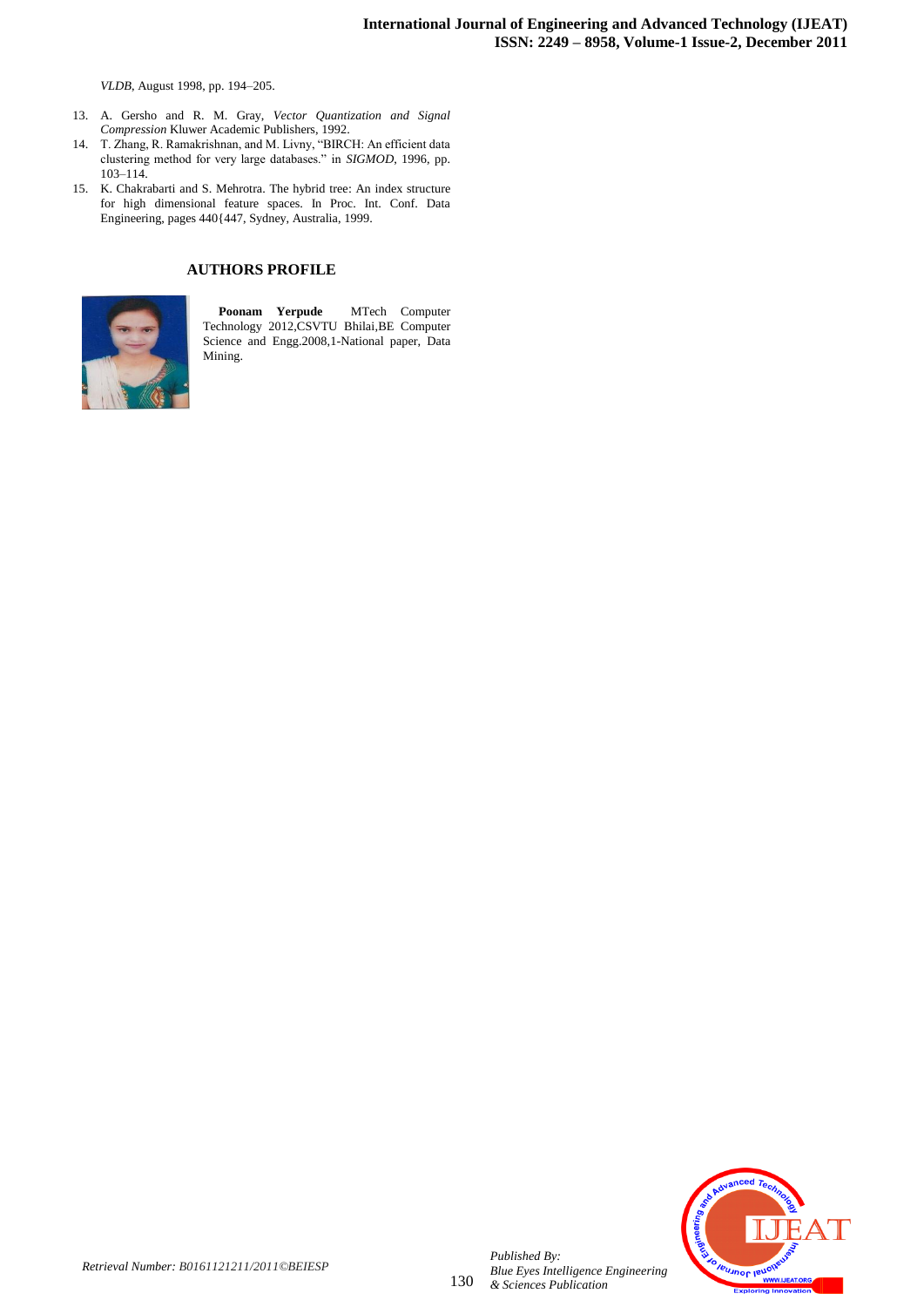*VLDB*, August 1998, pp. 194–205.

13. A. Gersho and R. M. Gray, *Vector Quantization and Signal Compression* Kluwer Academic Publishers, 1992.
14. T. Zhang, R. Ramakrishnan, and M. Livny, "BIRCH: An efficient data clustering method for very large databases." in *SIGMOD*, 1996, pp. 103–114.
15. K. Chakrabarti and S. Mehrotra. The hybrid tree: An index structure for high dimensional feature spaces. In Proc. Int. Conf. Data Engineering, pages 440{447, Sydney, Australia, 1999.

## AUTHORS PROFILE

**Poonam Yerpude** MTech Computer Technology 2012,CSVTU Bhilai,BE Computer Science and Engg.2008,1-National paper, Data Mining.